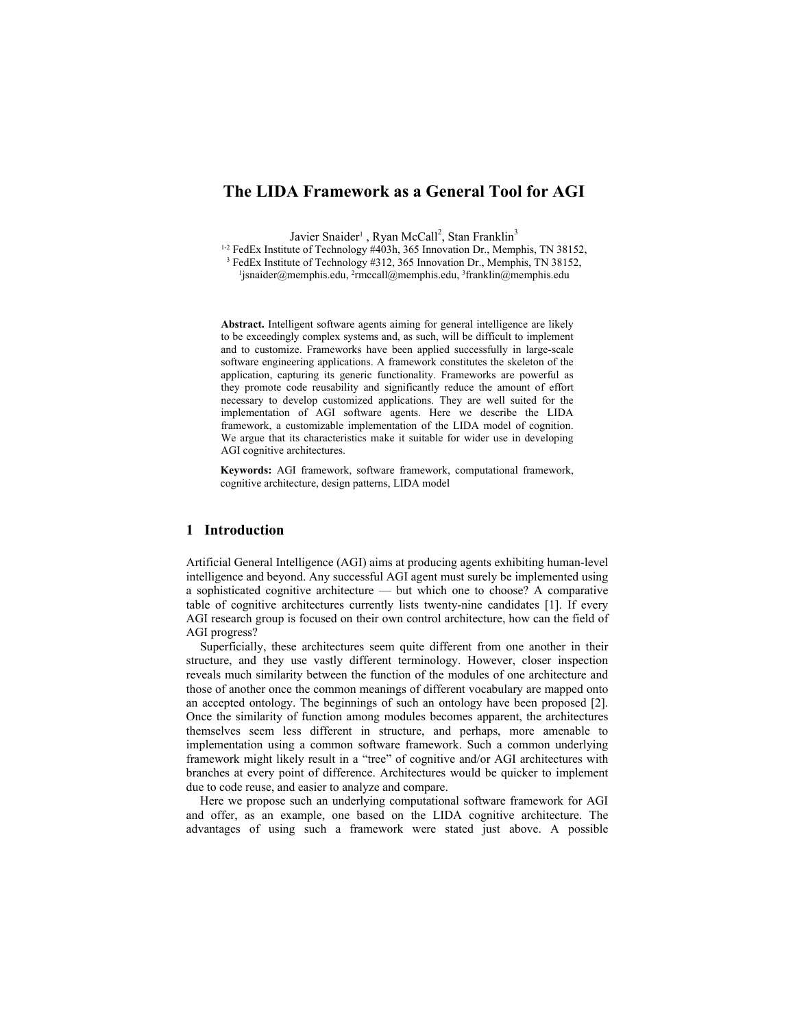# The LIDA Framework as a General Tool for AGI

Javier Snaider[1], Ryan McCall[2], Stan Franklin[3]

[1-2] FedEx Institute of Technology #403h, 365 Innovation Dr., Memphis, TN 38152,
[3] FedEx Institute of Technology #312, 365 Innovation Dr., Memphis, TN 38152,
[1]jsnaider@memphis.edu, [2]rmccall@memphis.edu, [3]franklin@memphis.edu

**Abstract.** Intelligent software agents aiming for general intelligence are likely to be exceedingly complex systems and, as such, will be difficult to implement and to customize. Frameworks have been applied successfully in large-scale software engineering applications. A framework constitutes the skeleton of the application, capturing its generic functionality. Frameworks are powerful as they promote code reusability and significantly reduce the amount of effort necessary to develop customized applications. They are well suited for the implementation of AGI software agents. Here we describe the LIDA framework, a customizable implementation of the LIDA model of cognition. We argue that its characteristics make it suitable for wider use in developing AGI cognitive architectures.

**Keywords:** AGI framework, software framework, computational framework, cognitive architecture, design patterns, LIDA model

## 1 Introduction

Artificial General Intelligence (AGI) aims at producing agents exhibiting human-level intelligence and beyond. Any successful AGI agent must surely be implemented using a sophisticated cognitive architecture — but which one to choose? A comparative table of cognitive architectures currently lists twenty-nine candidates [1]. If every AGI research group is focused on their own control architecture, how can the field of AGI progress?

Superficially, these architectures seem quite different from one another in their structure, and they use vastly different terminology. However, closer inspection reveals much similarity between the function of the modules of one architecture and those of another once the common meanings of different vocabulary are mapped onto an accepted ontology. The beginnings of such an ontology have been proposed [2]. Once the similarity of function among modules becomes apparent, the architectures themselves seem less different in structure, and perhaps, more amenable to implementation using a common software framework. Such a common underlying framework might likely result in a "tree" of cognitive and/or AGI architectures with branches at every point of difference. Architectures would be quicker to implement due to code reuse, and easier to analyze and compare.

Here we propose such an underlying computational software framework for AGI and offer, as an example, one based on the LIDA cognitive architecture. The advantages of using such a framework were stated just above. A possible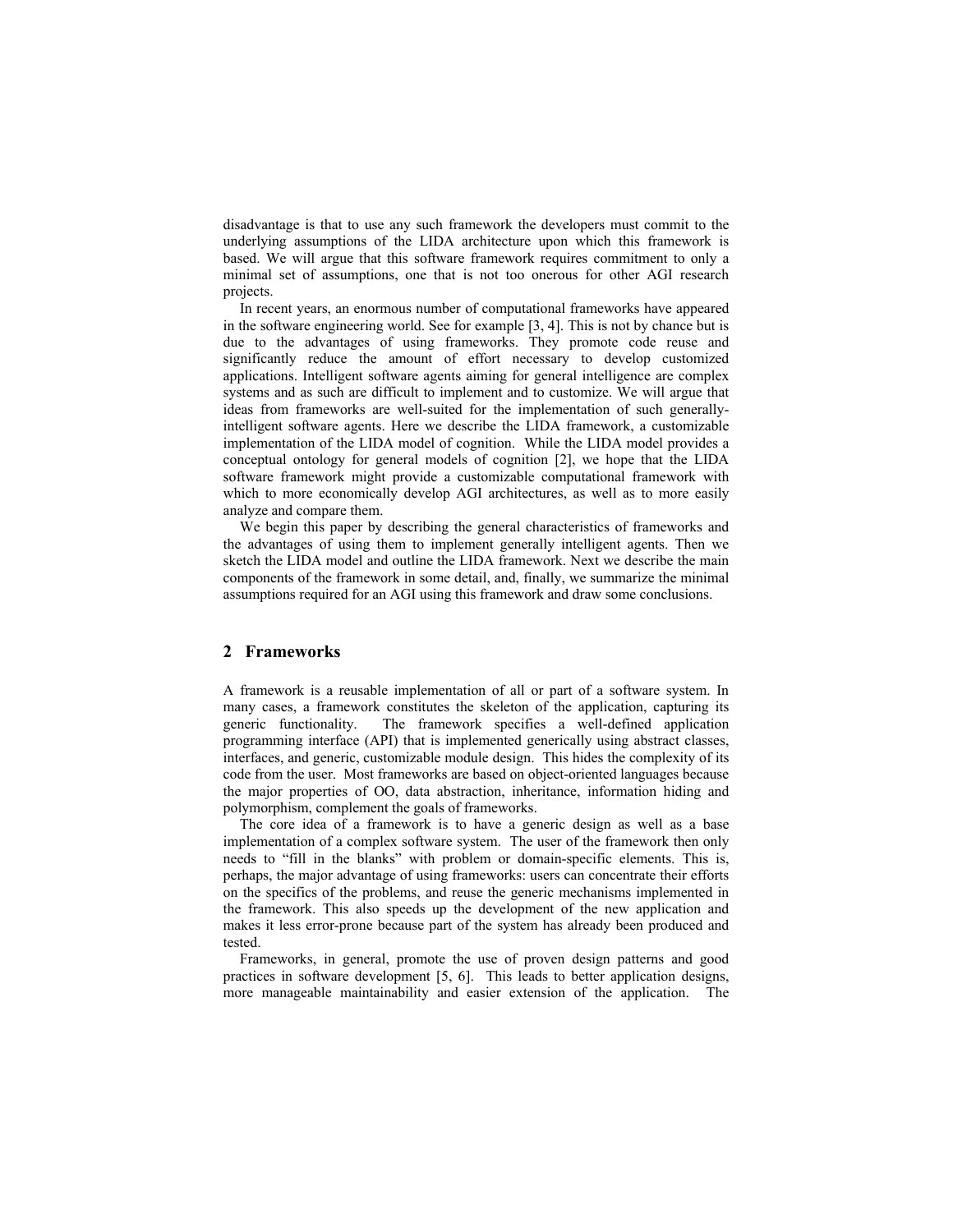disadvantage is that to use any such framework the developers must commit to the underlying assumptions of the LIDA architecture upon which this framework is based. We will argue that this software framework requires commitment to only a minimal set of assumptions, one that is not too onerous for other AGI research projects.

In recent years, an enormous number of computational frameworks have appeared in the software engineering world. See for example [3, 4]. This is not by chance but is due to the advantages of using frameworks. They promote code reuse and significantly reduce the amount of effort necessary to develop customized applications. Intelligent software agents aiming for general intelligence are complex systems and as such are difficult to implement and to customize. We will argue that ideas from frameworks are well-suited for the implementation of such generally-intelligent software agents. Here we describe the LIDA framework, a customizable implementation of the LIDA model of cognition. While the LIDA model provides a conceptual ontology for general models of cognition [2], we hope that the LIDA software framework might provide a customizable computational framework with which to more economically develop AGI architectures, as well as to more easily analyze and compare them.

We begin this paper by describing the general characteristics of frameworks and the advantages of using them to implement generally intelligent agents. Then we sketch the LIDA model and outline the LIDA framework. Next we describe the main components of the framework in some detail, and, finally, we summarize the minimal assumptions required for an AGI using this framework and draw some conclusions.

## 2 Frameworks

A framework is a reusable implementation of all or part of a software system. In many cases, a framework constitutes the skeleton of the application, capturing its generic functionality. The framework specifies a well-defined application programming interface (API) that is implemented generically using abstract classes, interfaces, and generic, customizable module design. This hides the complexity of its code from the user. Most frameworks are based on object-oriented languages because the major properties of OO, data abstraction, inheritance, information hiding and polymorphism, complement the goals of frameworks.

The core idea of a framework is to have a generic design as well as a base implementation of a complex software system. The user of the framework then only needs to "fill in the blanks" with problem or domain-specific elements. This is, perhaps, the major advantage of using frameworks: users can concentrate their efforts on the specifics of the problems, and reuse the generic mechanisms implemented in the framework. This also speeds up the development of the new application and makes it less error-prone because part of the system has already been produced and tested.

Frameworks, in general, promote the use of proven design patterns and good practices in software development [5, 6]. This leads to better application designs, more manageable maintainability and easier extension of the application. The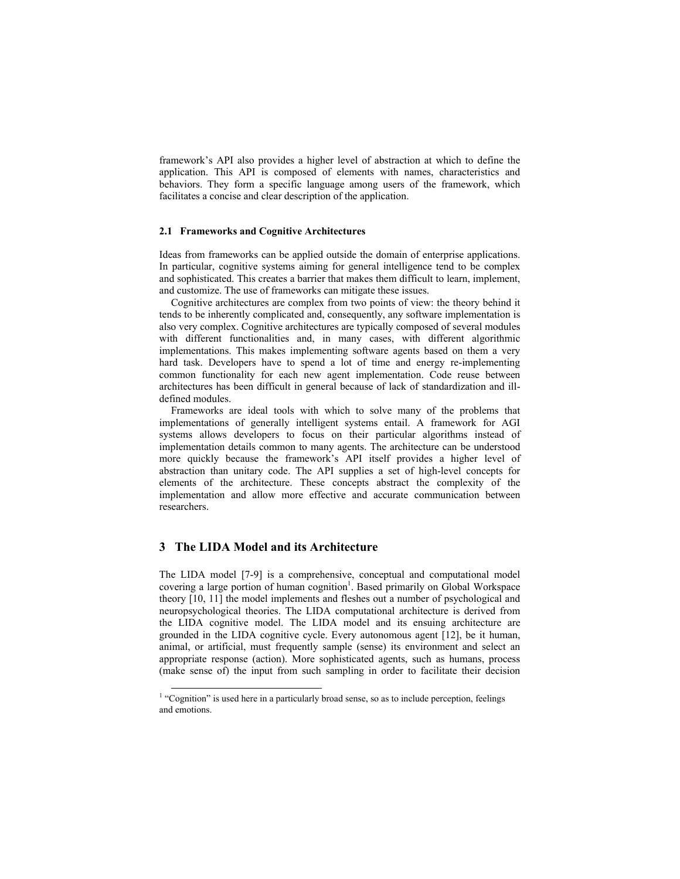framework's API also provides a higher level of abstraction at which to define the application. This API is composed of elements with names, characteristics and behaviors. They form a specific language among users of the framework, which facilitates a concise and clear description of the application.

### 2.1 Frameworks and Cognitive Architectures

Ideas from frameworks can be applied outside the domain of enterprise applications. In particular, cognitive systems aiming for general intelligence tend to be complex and sophisticated. This creates a barrier that makes them difficult to learn, implement, and customize. The use of frameworks can mitigate these issues.

Cognitive architectures are complex from two points of view: the theory behind it tends to be inherently complicated and, consequently, any software implementation is also very complex. Cognitive architectures are typically composed of several modules with different functionalities and, in many cases, with different algorithmic implementations. This makes implementing software agents based on them a very hard task. Developers have to spend a lot of time and energy re-implementing common functionality for each new agent implementation. Code reuse between architectures has been difficult in general because of lack of standardization and ill-defined modules.

Frameworks are ideal tools with which to solve many of the problems that implementations of generally intelligent systems entail. A framework for AGI systems allows developers to focus on their particular algorithms instead of implementation details common to many agents. The architecture can be understood more quickly because the framework's API itself provides a higher level of abstraction than unitary code. The API supplies a set of high-level concepts for elements of the architecture. These concepts abstract the complexity of the implementation and allow more effective and accurate communication between researchers.

## 3 The LIDA Model and its Architecture

The LIDA model [7-9] is a comprehensive, conceptual and computational model covering a large portion of human cognition[1]. Based primarily on Global Workspace theory [10, 11] the model implements and fleshes out a number of psychological and neuropsychological theories. The LIDA computational architecture is derived from the LIDA cognitive model. The LIDA model and its ensuing architecture are grounded in the LIDA cognitive cycle. Every autonomous agent [12], be it human, animal, or artificial, must frequently sample (sense) its environment and select an appropriate response (action). More sophisticated agents, such as humans, process (make sense of) the input from such sampling in order to facilitate their decision

[1] "Cognition" is used here in a particularly broad sense, so as to include perception, feelings and emotions.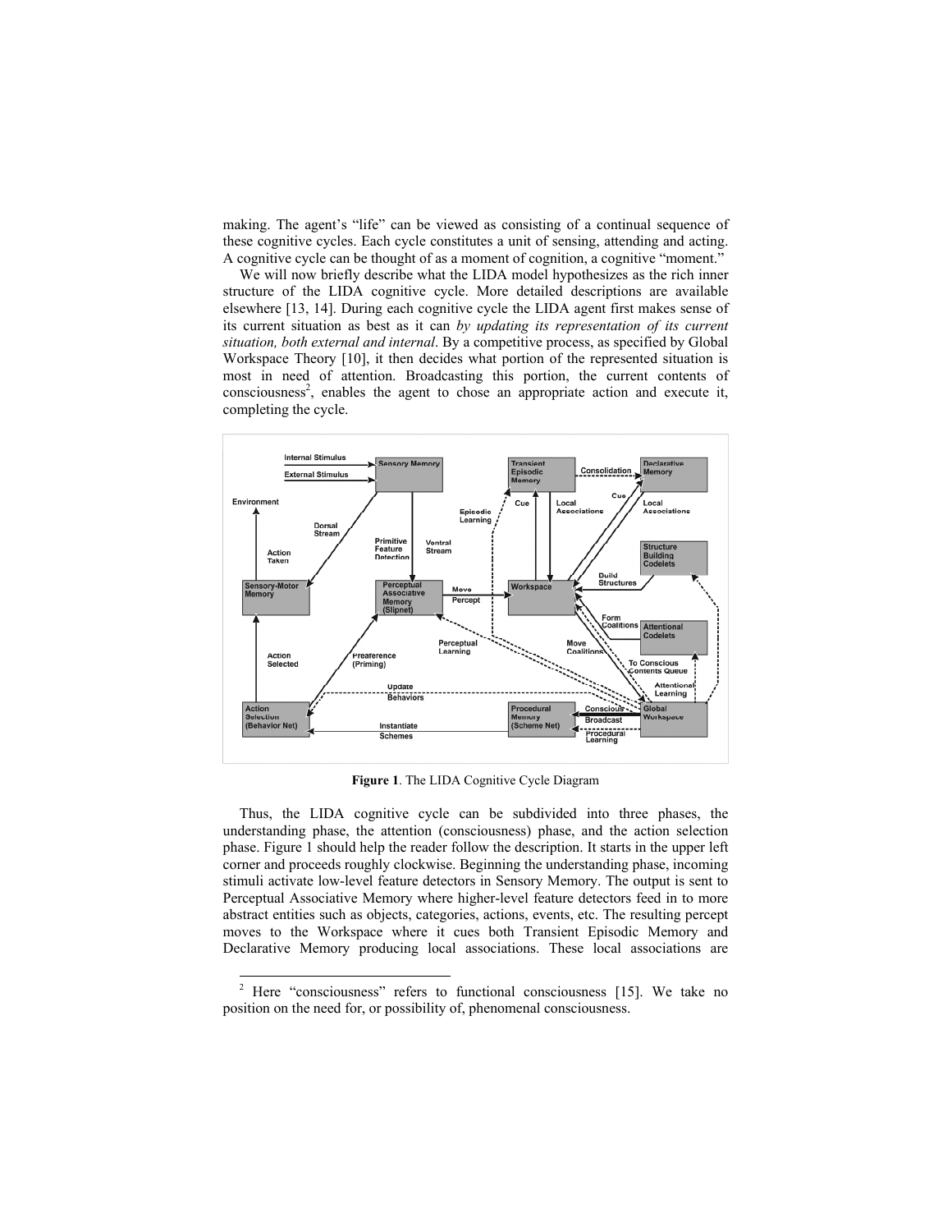making. The agent's "life" can be viewed as consisting of a continual sequence of these cognitive cycles. Each cycle constitutes a unit of sensing, attending and acting. A cognitive cycle can be thought of as a moment of cognition, a cognitive "moment."

We will now briefly describe what the LIDA model hypothesizes as the rich inner structure of the LIDA cognitive cycle. More detailed descriptions are available elsewhere [13, 14]. During each cognitive cycle the LIDA agent first makes sense of its current situation as best as it can *by updating its representation of its current situation, both external and internal*. By a competitive process, as specified by Global Workspace Theory [10], it then decides what portion of the represented situation is most in need of attention. Broadcasting this portion, the current contents of consciousness[2], enables the agent to chose an appropriate action and execute it, completing the cycle.

**Figure 1**. The LIDA Cognitive Cycle Diagram

Thus, the LIDA cognitive cycle can be subdivided into three phases, the understanding phase, the attention (consciousness) phase, and the action selection phase. Figure 1 should help the reader follow the description. It starts in the upper left corner and proceeds roughly clockwise. Beginning the understanding phase, incoming stimuli activate low-level feature detectors in Sensory Memory. The output is sent to Perceptual Associative Memory where higher-level feature detectors feed in to more abstract entities such as objects, categories, actions, events, etc. The resulting percept moves to the Workspace where it cues both Transient Episodic Memory and Declarative Memory producing local associations. These local associations are

[2] Here "consciousness" refers to functional consciousness [15]. We take no position on the need for, or possibility of, phenomenal consciousness.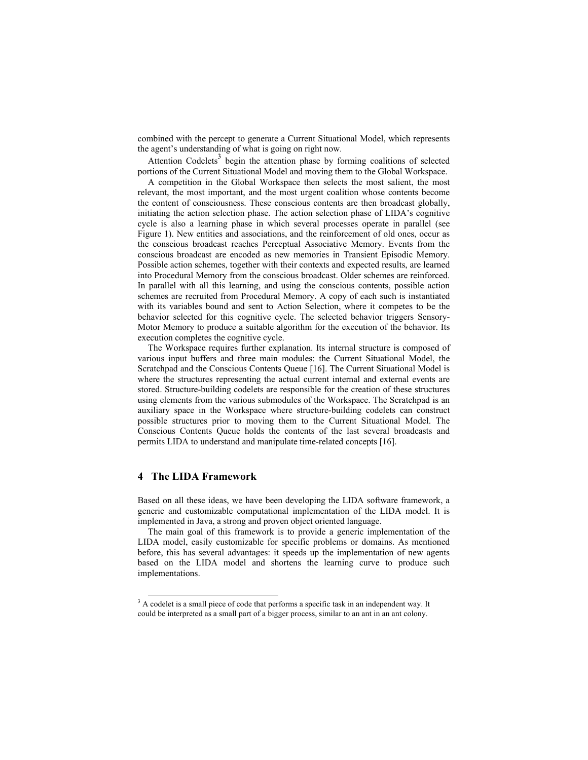combined with the percept to generate a Current Situational Model, which represents the agent's understanding of what is going on right now.

Attention Codelets[3] begin the attention phase by forming coalitions of selected portions of the Current Situational Model and moving them to the Global Workspace.

A competition in the Global Workspace then selects the most salient, the most relevant, the most important, and the most urgent coalition whose contents become the content of consciousness. These conscious contents are then broadcast globally, initiating the action selection phase. The action selection phase of LIDA's cognitive cycle is also a learning phase in which several processes operate in parallel (see Figure 1). New entities and associations, and the reinforcement of old ones, occur as the conscious broadcast reaches Perceptual Associative Memory. Events from the conscious broadcast are encoded as new memories in Transient Episodic Memory. Possible action schemes, together with their contexts and expected results, are learned into Procedural Memory from the conscious broadcast. Older schemes are reinforced. In parallel with all this learning, and using the conscious contents, possible action schemes are recruited from Procedural Memory. A copy of each such is instantiated with its variables bound and sent to Action Selection, where it competes to be the behavior selected for this cognitive cycle. The selected behavior triggers Sensory-Motor Memory to produce a suitable algorithm for the execution of the behavior. Its execution completes the cognitive cycle.

The Workspace requires further explanation. Its internal structure is composed of various input buffers and three main modules: the Current Situational Model, the Scratchpad and the Conscious Contents Queue [16]. The Current Situational Model is where the structures representing the actual current internal and external events are stored. Structure-building codelets are responsible for the creation of these structures using elements from the various submodules of the Workspace. The Scratchpad is an auxiliary space in the Workspace where structure-building codelets can construct possible structures prior to moving them to the Current Situational Model. The Conscious Contents Queue holds the contents of the last several broadcasts and permits LIDA to understand and manipulate time-related concepts [16].

## 4 The LIDA Framework

Based on all these ideas, we have been developing the LIDA software framework, a generic and customizable computational implementation of the LIDA model. It is implemented in Java, a strong and proven object oriented language.

The main goal of this framework is to provide a generic implementation of the LIDA model, easily customizable for specific problems or domains. As mentioned before, this has several advantages: it speeds up the implementation of new agents based on the LIDA model and shortens the learning curve to produce such implementations.

[3] A codelet is a small piece of code that performs a specific task in an independent way. It could be interpreted as a small part of a bigger process, similar to an ant in an ant colony.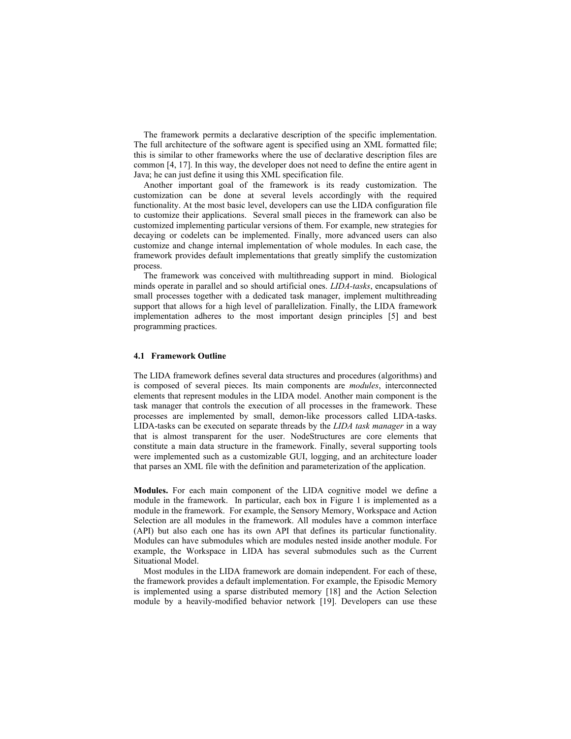The framework permits a declarative description of the specific implementation. The full architecture of the software agent is specified using an XML formatted file; this is similar to other frameworks where the use of declarative description files are common [4, 17]. In this way, the developer does not need to define the entire agent in Java; he can just define it using this XML specification file.

Another important goal of the framework is its ready customization. The customization can be done at several levels accordingly with the required functionality. At the most basic level, developers can use the LIDA configuration file to customize their applications. Several small pieces in the framework can also be customized implementing particular versions of them. For example, new strategies for decaying or codelets can be implemented. Finally, more advanced users can also customize and change internal implementation of whole modules. In each case, the framework provides default implementations that greatly simplify the customization process.

The framework was conceived with multithreading support in mind. Biological minds operate in parallel and so should artificial ones. *LIDA-tasks*, encapsulations of small processes together with a dedicated task manager, implement multithreading support that allows for a high level of parallelization. Finally, the LIDA framework implementation adheres to the most important design principles [5] and best programming practices.

### 4.1 Framework Outline

The LIDA framework defines several data structures and procedures (algorithms) and is composed of several pieces. Its main components are *modules*, interconnected elements that represent modules in the LIDA model. Another main component is the task manager that controls the execution of all processes in the framework. These processes are implemented by small, demon-like processors called LIDA-tasks. LIDA-tasks can be executed on separate threads by the *LIDA task manager* in a way that is almost transparent for the user. NodeStructures are core elements that constitute a main data structure in the framework. Finally, several supporting tools were implemented such as a customizable GUI, logging, and an architecture loader that parses an XML file with the definition and parameterization of the application.

**Modules.** For each main component of the LIDA cognitive model we define a module in the framework. In particular, each box in Figure 1 is implemented as a module in the framework. For example, the Sensory Memory, Workspace and Action Selection are all modules in the framework. All modules have a common interface (API) but also each one has its own API that defines its particular functionality. Modules can have submodules which are modules nested inside another module. For example, the Workspace in LIDA has several submodules such as the Current Situational Model.

Most modules in the LIDA framework are domain independent. For each of these, the framework provides a default implementation. For example, the Episodic Memory is implemented using a sparse distributed memory [18] and the Action Selection module by a heavily-modified behavior network [19]. Developers can use these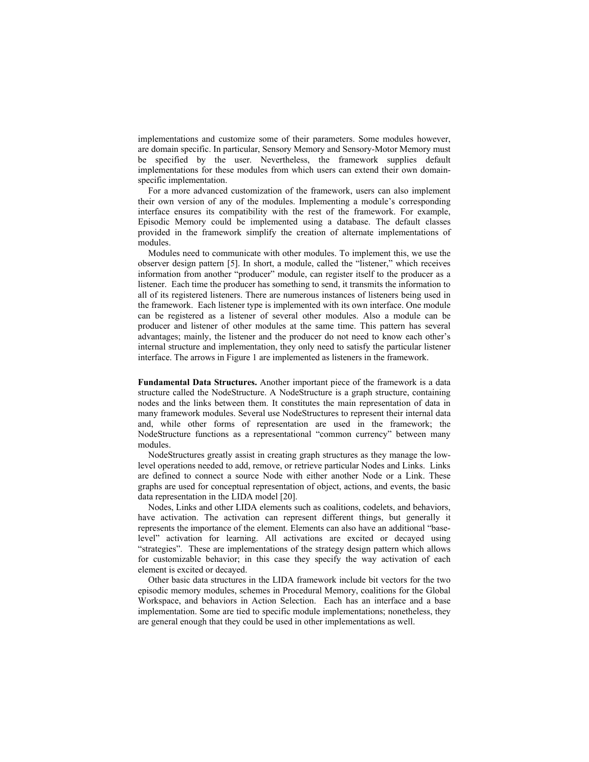implementations and customize some of their parameters. Some modules however, are domain specific. In particular, Sensory Memory and Sensory-Motor Memory must be specified by the user. Nevertheless, the framework supplies default implementations for these modules from which users can extend their own domain-specific implementation.

For a more advanced customization of the framework, users can also implement their own version of any of the modules. Implementing a module's corresponding interface ensures its compatibility with the rest of the framework. For example, Episodic Memory could be implemented using a database. The default classes provided in the framework simplify the creation of alternate implementations of modules.

Modules need to communicate with other modules. To implement this, we use the observer design pattern [5]. In short, a module, called the "listener," which receives information from another "producer" module, can register itself to the producer as a listener. Each time the producer has something to send, it transmits the information to all of its registered listeners. There are numerous instances of listeners being used in the framework. Each listener type is implemented with its own interface. One module can be registered as a listener of several other modules. Also a module can be producer and listener of other modules at the same time. This pattern has several advantages; mainly, the listener and the producer do not need to know each other's internal structure and implementation, they only need to satisfy the particular listener interface. The arrows in Figure 1 are implemented as listeners in the framework.

**Fundamental Data Structures.** Another important piece of the framework is a data structure called the NodeStructure. A NodeStructure is a graph structure, containing nodes and the links between them. It constitutes the main representation of data in many framework modules. Several use NodeStructures to represent their internal data and, while other forms of representation are used in the framework; the NodeStructure functions as a representational "common currency" between many modules.

NodeStructures greatly assist in creating graph structures as they manage the low-level operations needed to add, remove, or retrieve particular Nodes and Links. Links are defined to connect a source Node with either another Node or a Link. These graphs are used for conceptual representation of object, actions, and events, the basic data representation in the LIDA model [20].

Nodes, Links and other LIDA elements such as coalitions, codelets, and behaviors, have activation. The activation can represent different things, but generally it represents the importance of the element. Elements can also have an additional "base-level" activation for learning. All activations are excited or decayed using "strategies". These are implementations of the strategy design pattern which allows for customizable behavior; in this case they specify the way activation of each element is excited or decayed.

Other basic data structures in the LIDA framework include bit vectors for the two episodic memory modules, schemes in Procedural Memory, coalitions for the Global Workspace, and behaviors in Action Selection. Each has an interface and a base implementation. Some are tied to specific module implementations; nonetheless, they are general enough that they could be used in other implementations as well.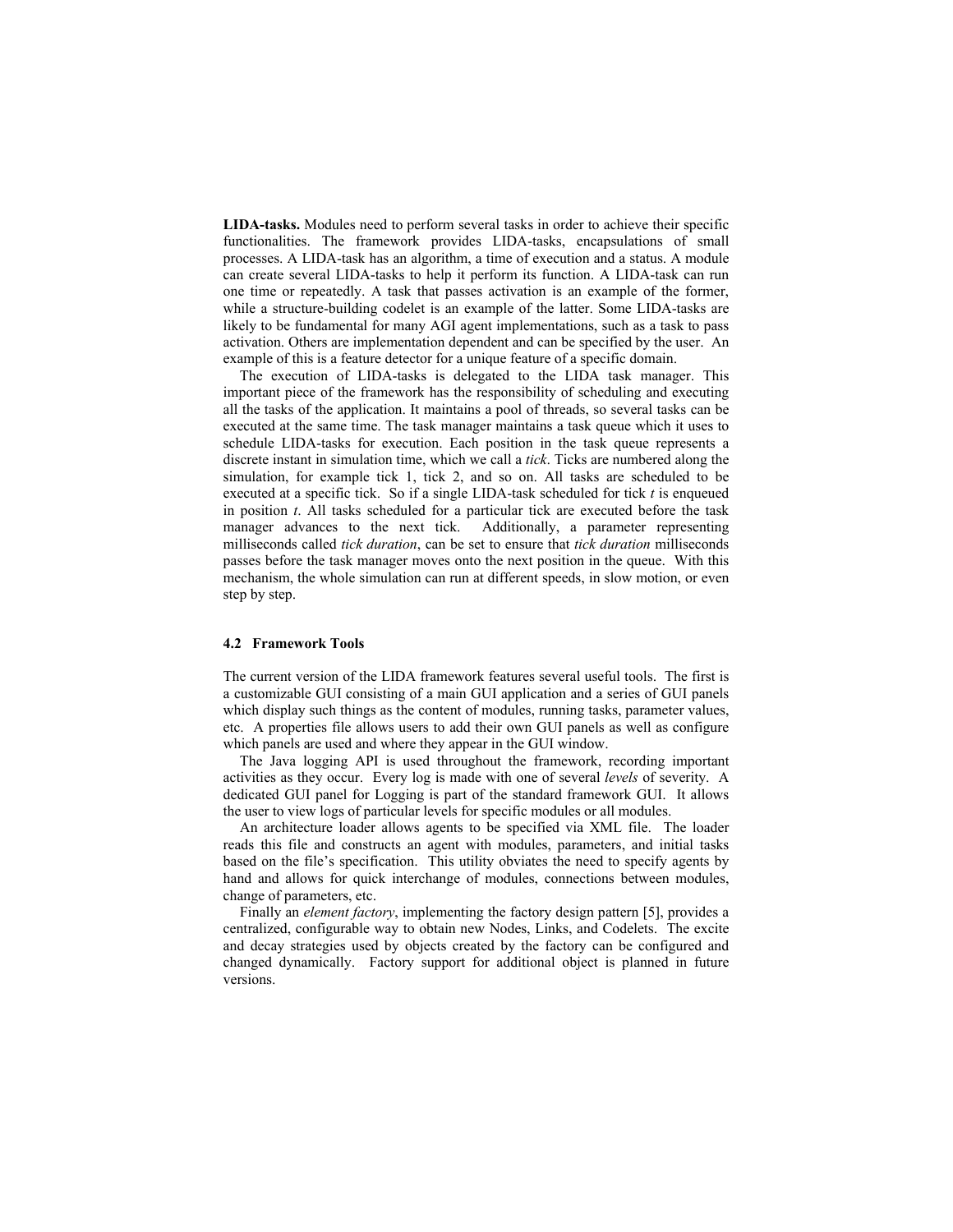**LIDA-tasks.** Modules need to perform several tasks in order to achieve their specific functionalities. The framework provides LIDA-tasks, encapsulations of small processes. A LIDA-task has an algorithm, a time of execution and a status. A module can create several LIDA-tasks to help it perform its function. A LIDA-task can run one time or repeatedly. A task that passes activation is an example of the former, while a structure-building codelet is an example of the latter. Some LIDA-tasks are likely to be fundamental for many AGI agent implementations, such as a task to pass activation. Others are implementation dependent and can be specified by the user. An example of this is a feature detector for a unique feature of a specific domain.

The execution of LIDA-tasks is delegated to the LIDA task manager. This important piece of the framework has the responsibility of scheduling and executing all the tasks of the application. It maintains a pool of threads, so several tasks can be executed at the same time. The task manager maintains a task queue which it uses to schedule LIDA-tasks for execution. Each position in the task queue represents a discrete instant in simulation time, which we call a *tick*. Ticks are numbered along the simulation, for example tick 1, tick 2, and so on. All tasks are scheduled to be executed at a specific tick. So if a single LIDA-task scheduled for tick $t$ is enqueued in position $t$. All tasks scheduled for a particular tick are executed before the task manager advances to the next tick. Additionally, a parameter representing milliseconds called *tick duration*, can be set to ensure that *tick duration* milliseconds passes before the task manager moves onto the next position in the queue. With this mechanism, the whole simulation can run at different speeds, in slow motion, or even step by step.

### 4.2 Framework Tools

The current version of the LIDA framework features several useful tools. The first is a customizable GUI consisting of a main GUI application and a series of GUI panels which display such things as the content of modules, running tasks, parameter values, etc. A properties file allows users to add their own GUI panels as well as configure which panels are used and where they appear in the GUI window.

The Java logging API is used throughout the framework, recording important activities as they occur. Every log is made with one of several *levels* of severity. A dedicated GUI panel for Logging is part of the standard framework GUI. It allows the user to view logs of particular levels for specific modules or all modules.

An architecture loader allows agents to be specified via XML file. The loader reads this file and constructs an agent with modules, parameters, and initial tasks based on the file's specification. This utility obviates the need to specify agents by hand and allows for quick interchange of modules, connections between modules, change of parameters, etc.

Finally an *element factory*, implementing the factory design pattern [5], provides a centralized, configurable way to obtain new Nodes, Links, and Codelets. The excite and decay strategies used by objects created by the factory can be configured and changed dynamically. Factory support for additional object is planned in future versions.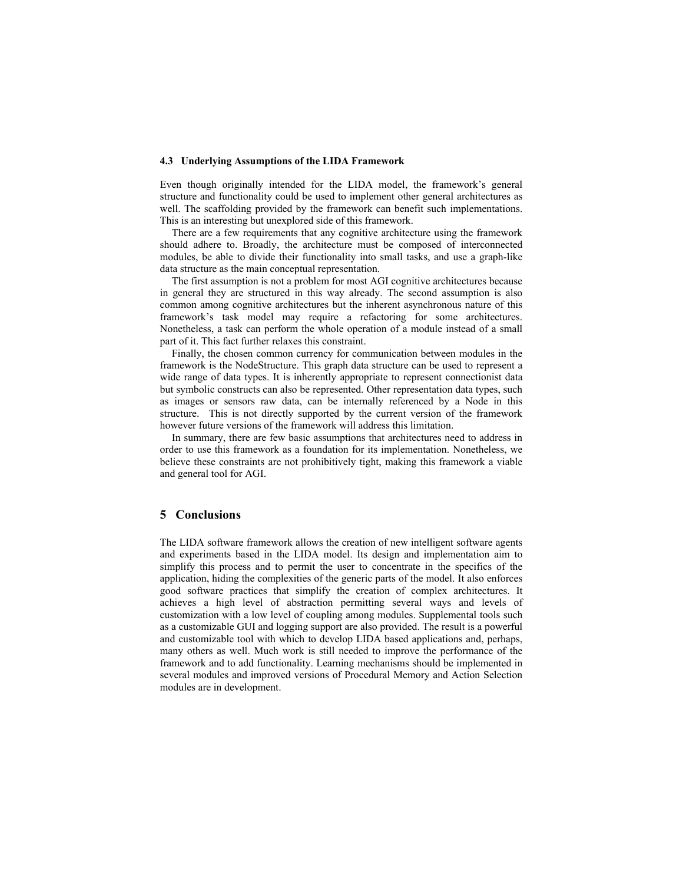### 4.3 Underlying Assumptions of the LIDA Framework

Even though originally intended for the LIDA model, the framework's general structure and functionality could be used to implement other general architectures as well. The scaffolding provided by the framework can benefit such implementations. This is an interesting but unexplored side of this framework.

There are a few requirements that any cognitive architecture using the framework should adhere to. Broadly, the architecture must be composed of interconnected modules, be able to divide their functionality into small tasks, and use a graph-like data structure as the main conceptual representation.

The first assumption is not a problem for most AGI cognitive architectures because in general they are structured in this way already. The second assumption is also common among cognitive architectures but the inherent asynchronous nature of this framework's task model may require a refactoring for some architectures. Nonetheless, a task can perform the whole operation of a module instead of a small part of it. This fact further relaxes this constraint.

Finally, the chosen common currency for communication between modules in the framework is the NodeStructure. This graph data structure can be used to represent a wide range of data types. It is inherently appropriate to represent connectionist data but symbolic constructs can also be represented. Other representation data types, such as images or sensors raw data, can be internally referenced by a Node in this structure. This is not directly supported by the current version of the framework however future versions of the framework will address this limitation.

In summary, there are few basic assumptions that architectures need to address in order to use this framework as a foundation for its implementation. Nonetheless, we believe these constraints are not prohibitively tight, making this framework a viable and general tool for AGI.

## 5 Conclusions

The LIDA software framework allows the creation of new intelligent software agents and experiments based in the LIDA model. Its design and implementation aim to simplify this process and to permit the user to concentrate in the specifics of the application, hiding the complexities of the generic parts of the model. It also enforces good software practices that simplify the creation of complex architectures. It achieves a high level of abstraction permitting several ways and levels of customization with a low level of coupling among modules. Supplemental tools such as a customizable GUI and logging support are also provided. The result is a powerful and customizable tool with which to develop LIDA based applications and, perhaps, many others as well. Much work is still needed to improve the performance of the framework and to add functionality. Learning mechanisms should be implemented in several modules and improved versions of Procedural Memory and Action Selection modules are in development.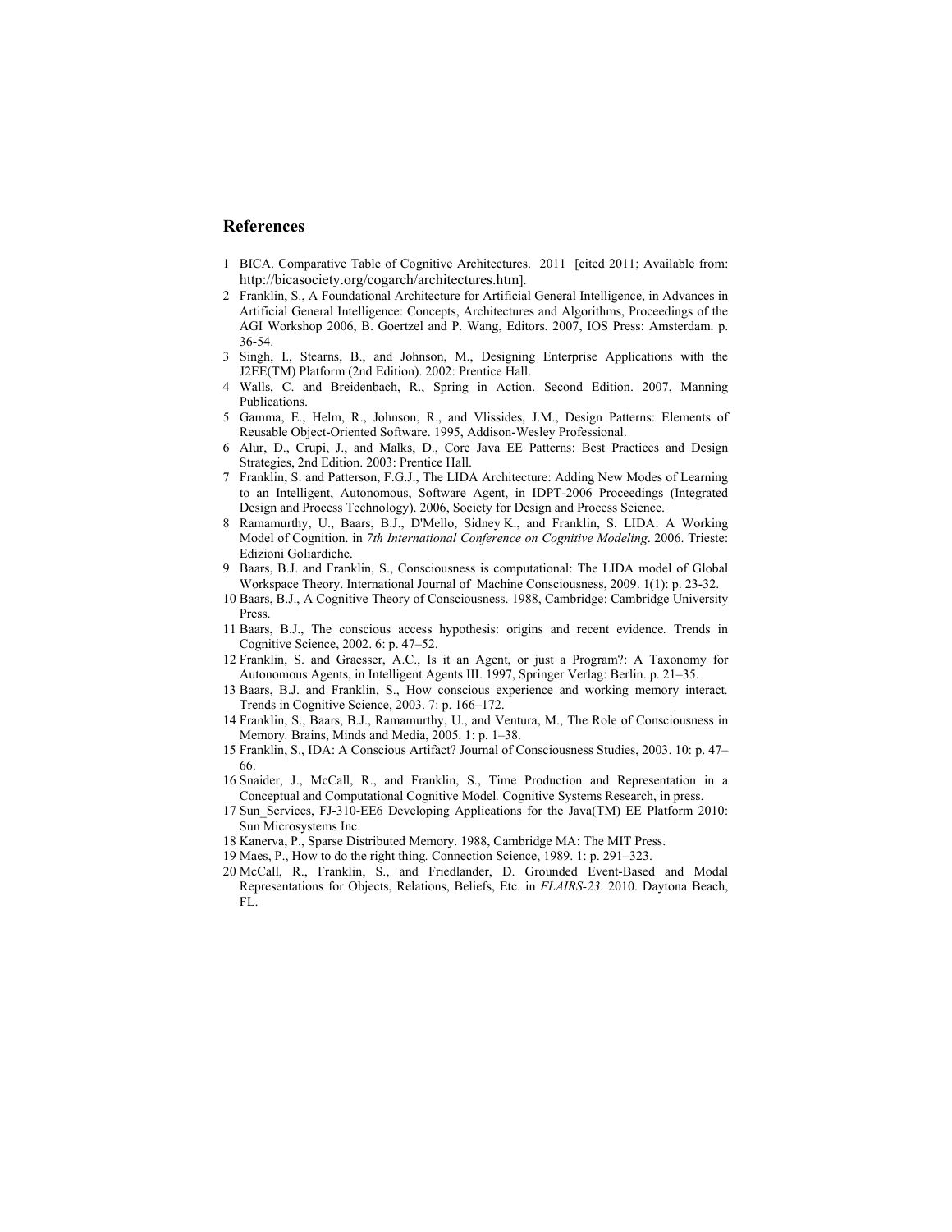## References

1. BICA. Comparative Table of Cognitive Architectures. 2011 [cited 2011; Available from: http://bicasociety.org/cogarch/architectures.htm].
2. Franklin, S., A Foundational Architecture for Artificial General Intelligence, in Advances in Artificial General Intelligence: Concepts, Architectures and Algorithms, Proceedings of the AGI Workshop 2006, B. Goertzel and P. Wang, Editors. 2007, IOS Press: Amsterdam. p. 36-54.
3. Singh, I., Stearns, B., and Johnson, M., Designing Enterprise Applications with the J2EE(TM) Platform (2nd Edition). 2002: Prentice Hall.
4. Walls, C. and Breidenbach, R., Spring in Action. Second Edition. 2007, Manning Publications.
5. Gamma, E., Helm, R., Johnson, R., and Vlissides, J.M., Design Patterns: Elements of Reusable Object-Oriented Software. 1995, Addison-Wesley Professional.
6. Alur, D., Crupi, J., and Malks, D., Core Java EE Patterns: Best Practices and Design Strategies, 2nd Edition. 2003: Prentice Hall.
7. Franklin, S. and Patterson, F.G.J., The LIDA Architecture: Adding New Modes of Learning to an Intelligent, Autonomous, Software Agent, in IDPT-2006 Proceedings (Integrated Design and Process Technology). 2006, Society for Design and Process Science.
8. Ramamurthy, U., Baars, B.J., D'Mello, Sidney K., and Franklin, S. LIDA: A Working Model of Cognition. in *7th International Conference on Cognitive Modeling*. 2006. Trieste: Edizioni Goliardiche.
9. Baars, B.J. and Franklin, S., Consciousness is computational: The LIDA model of Global Workspace Theory. International Journal of Machine Consciousness, 2009. 1(1): p. 23-32.
10. Baars, B.J., A Cognitive Theory of Consciousness. 1988, Cambridge: Cambridge University Press.
11. Baars, B.J., The conscious access hypothesis: origins and recent evidence*.* Trends in Cognitive Science, 2002. 6: p. 47–52.
12. Franklin, S. and Graesser, A.C., Is it an Agent, or just a Program?: A Taxonomy for Autonomous Agents, in Intelligent Agents III. 1997, Springer Verlag: Berlin. p. 21–35.
13. Baars, B.J. and Franklin, S., How conscious experience and working memory interact*.* Trends in Cognitive Science, 2003. 7: p. 166–172.
14. Franklin, S., Baars, B.J., Ramamurthy, U., and Ventura, M., The Role of Consciousness in Memory*.* Brains, Minds and Media, 2005. 1: p. 1–38.
15. Franklin, S., IDA: A Conscious Artifact? Journal of Consciousness Studies, 2003. 10: p. 47–66.
16. Snaider, J., McCall, R., and Franklin, S., Time Production and Representation in a Conceptual and Computational Cognitive Model*.* Cognitive Systems Research, in press.
17. Sun_Services, FJ-310-EE6 Developing Applications for the Java(TM) EE Platform 2010: Sun Microsystems Inc.
18. Kanerva, P., Sparse Distributed Memory. 1988, Cambridge MA: The MIT Press.
19. Maes, P., How to do the right thing*.* Connection Science, 1989. 1: p. 291–323.
20. McCall, R., Franklin, S., and Friedlander, D. Grounded Event-Based and Modal Representations for Objects, Relations, Beliefs, Etc. in *FLAIRS-23*. 2010. Daytona Beach, FL.